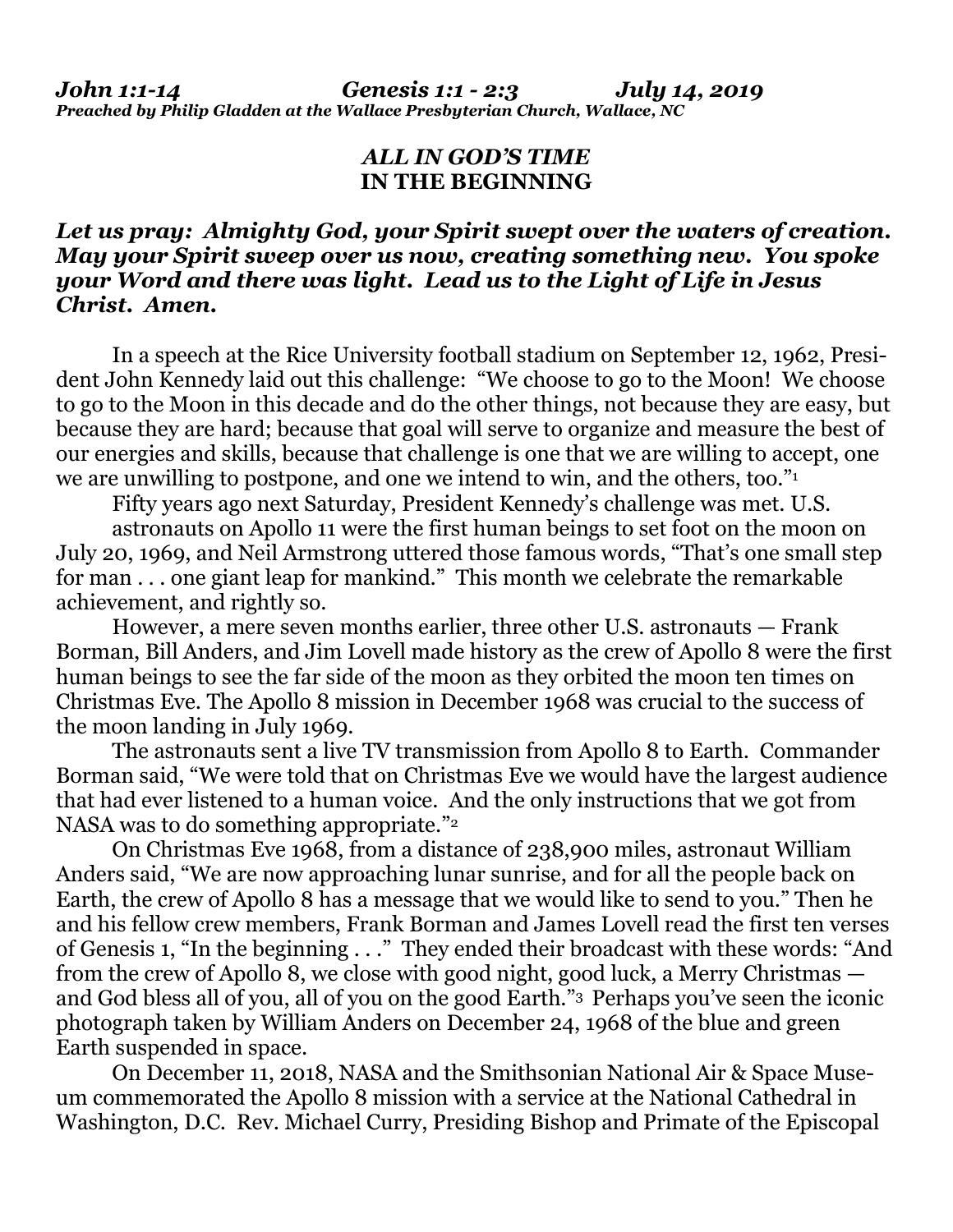***John 1:1-14 Genesis 1:1 - 2:3 July 14, 2019***
***Preached by Philip Gladden at the Wallace Presbyterian Church, Wallace, NC***

# ***ALL IN GOD'S TIME***
# **IN THE BEGINNING**

***Let us pray: Almighty God, your Spirit swept over the waters of creation. May your Spirit sweep over us now, creating something new. You spoke your Word and there was light. Lead us to the Light of Life in Jesus Christ. Amen.***

In a speech at the Rice University football stadium on September 12, 1962, President John Kennedy laid out this challenge: "We choose to go to the Moon! We choose to go to the Moon in this decade and do the other things, not because they are easy, but because they are hard; because that goal will serve to organize and measure the best of our energies and skills, because that challenge is one that we are willing to accept, one we are unwilling to postpone, and one we intend to win, and the others, too."[1]

Fifty years ago next Saturday, President Kennedy's challenge was met. U.S. astronauts on Apollo 11 were the first human beings to set foot on the moon on July 20, 1969, and Neil Armstrong uttered those famous words, "That's one small step for man . . . one giant leap for mankind." This month we celebrate the remarkable achievement, and rightly so.

However, a mere seven months earlier, three other U.S. astronauts — Frank Borman, Bill Anders, and Jim Lovell made history as the crew of Apollo 8 were the first human beings to see the far side of the moon as they orbited the moon ten times on Christmas Eve. The Apollo 8 mission in December 1968 was crucial to the success of the moon landing in July 1969.

The astronauts sent a live TV transmission from Apollo 8 to Earth. Commander Borman said, "We were told that on Christmas Eve we would have the largest audience that had ever listened to a human voice. And the only instructions that we got from NASA was to do something appropriate."[2]

On Christmas Eve 1968, from a distance of 238,900 miles, astronaut William Anders said, "We are now approaching lunar sunrise, and for all the people back on Earth, the crew of Apollo 8 has a message that we would like to send to you." Then he and his fellow crew members, Frank Borman and James Lovell read the first ten verses of Genesis 1, "In the beginning . . ." They ended their broadcast with these words: "And from the crew of Apollo 8, we close with good night, good luck, a Merry Christmas — and God bless all of you, all of you on the good Earth."[3] Perhaps you've seen the iconic photograph taken by William Anders on December 24, 1968 of the blue and green Earth suspended in space.

On December 11, 2018, NASA and the Smithsonian National Air & Space Museum commemorated the Apollo 8 mission with a service at the National Cathedral in Washington, D.C. Rev. Michael Curry, Presiding Bishop and Primate of the Episcopal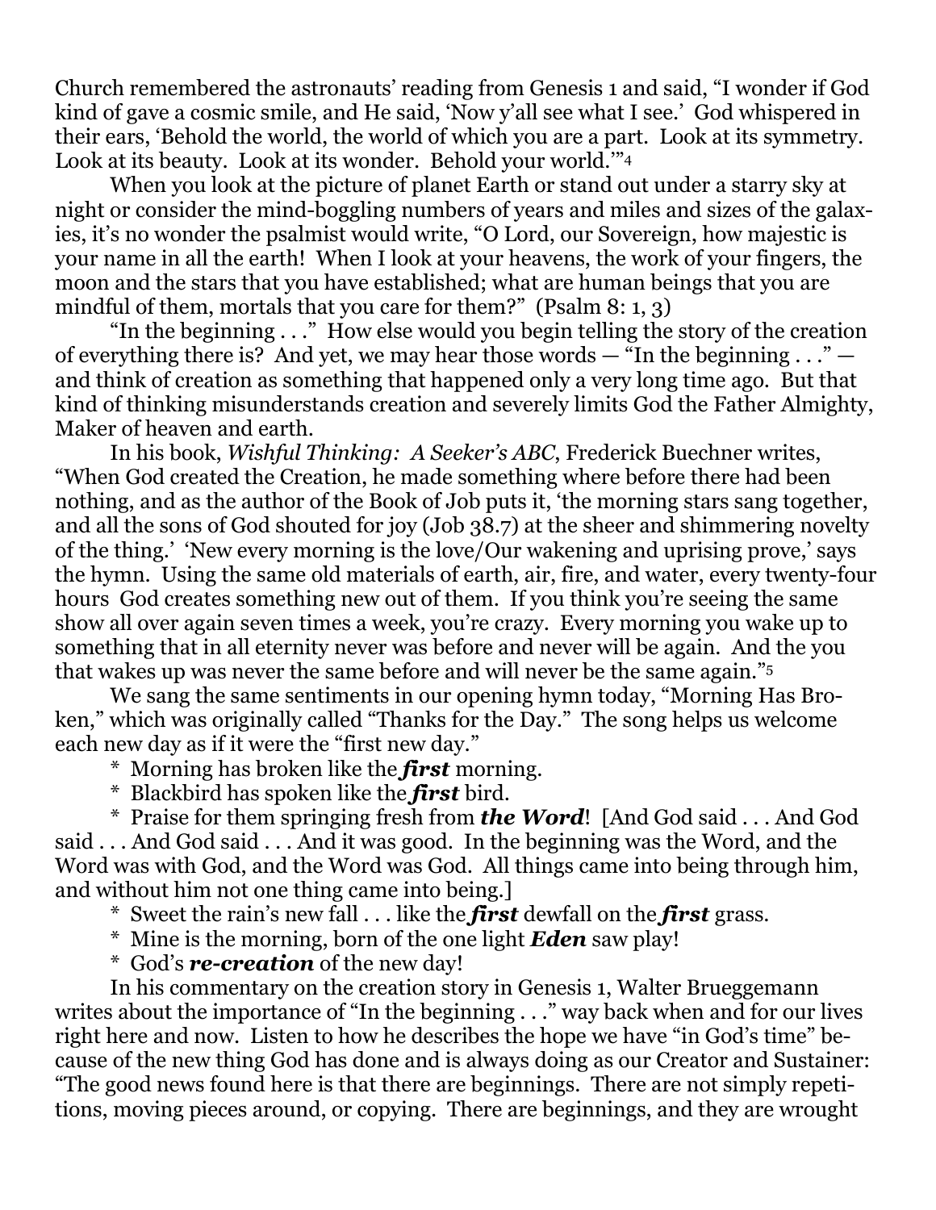Church remembered the astronauts' reading from Genesis 1 and said, "I wonder if God kind of gave a cosmic smile, and He said, 'Now y'all see what I see.' God whispered in their ears, 'Behold the world, the world of which you are a part. Look at its symmetry. Look at its beauty. Look at its wonder. Behold your world.'"[4]

When you look at the picture of planet Earth or stand out under a starry sky at night or consider the mind-boggling numbers of years and miles and sizes of the galaxies, it's no wonder the psalmist would write, "O Lord, our Sovereign, how majestic is your name in all the earth! When I look at your heavens, the work of your fingers, the moon and the stars that you have established; what are human beings that you are mindful of them, mortals that you care for them?" (Psalm 8: 1, 3)

"In the beginning . . ." How else would you begin telling the story of the creation of everything there is? And yet, we may hear those words — "In the beginning . . ." — and think of creation as something that happened only a very long time ago. But that kind of thinking misunderstands creation and severely limits God the Father Almighty, Maker of heaven and earth.

In his book, *Wishful Thinking: A Seeker's ABC*, Frederick Buechner writes, "When God created the Creation, he made something where before there had been nothing, and as the author of the Book of Job puts it, 'the morning stars sang together, and all the sons of God shouted for joy (Job 38.7) at the sheer and shimmering novelty of the thing.' 'New every morning is the love/Our wakening and uprising prove,' says the hymn. Using the same old materials of earth, air, fire, and water, every twenty-four hours God creates something new out of them. If you think you're seeing the same show all over again seven times a week, you're crazy. Every morning you wake up to something that in all eternity never was before and never will be again. And the you that wakes up was never the same before and will never be the same again."[5]

We sang the same sentiments in our opening hymn today, "Morning Has Broken," which was originally called "Thanks for the Day." The song helps us welcome each new day as if it were the "first new day."

* Morning has broken like the ***first*** morning.
* Blackbird has spoken like the ***first*** bird.
* Praise for them springing fresh from ***the Word***! [And God said . . . And God said . . . And God said . . . And it was good. In the beginning was the Word, and the Word was with God, and the Word was God. All things came into being through him, and without him not one thing came into being.]
* Sweet the rain's new fall . . . like the ***first*** dewfall on the ***first*** grass.
* Mine is the morning, born of the one light ***Eden*** saw play!
* God's ***re-creation*** of the new day!

In his commentary on the creation story in Genesis 1, Walter Brueggemann writes about the importance of "In the beginning . . ." way back when and for our lives right here and now. Listen to how he describes the hope we have "in God's time" because of the new thing God has done and is always doing as our Creator and Sustainer: "The good news found here is that there are beginnings. There are not simply repetitions, moving pieces around, or copying. There are beginnings, and they are wrought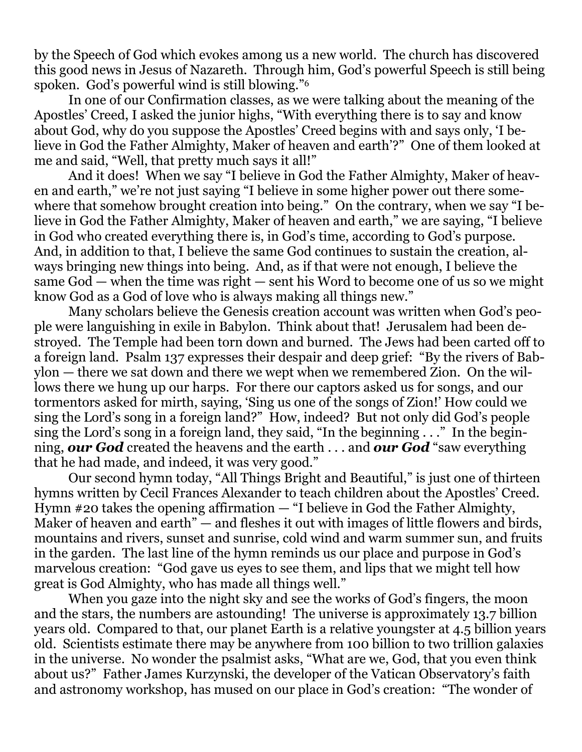by the Speech of God which evokes among us a new world. The church has discovered this good news in Jesus of Nazareth. Through him, God's powerful Speech is still being spoken. God's powerful wind is still blowing."[6]

In one of our Confirmation classes, as we were talking about the meaning of the Apostles' Creed, I asked the junior highs, "With everything there is to say and know about God, why do you suppose the Apostles' Creed begins with and says only, 'I believe in God the Father Almighty, Maker of heaven and earth'?" One of them looked at me and said, "Well, that pretty much says it all!"

And it does! When we say "I believe in God the Father Almighty, Maker of heaven and earth," we're not just saying "I believe in some higher power out there somewhere that somehow brought creation into being." On the contrary, when we say "I believe in God the Father Almighty, Maker of heaven and earth," we are saying, "I believe in God who created everything there is, in God's time, according to God's purpose. And, in addition to that, I believe the same God continues to sustain the creation, always bringing new things into being. And, as if that were not enough, I believe the same God — when the time was right — sent his Word to become one of us so we might know God as a God of love who is always making all things new."

Many scholars believe the Genesis creation account was written when God's people were languishing in exile in Babylon. Think about that! Jerusalem had been destroyed. The Temple had been torn down and burned. The Jews had been carted off to a foreign land. Psalm 137 expresses their despair and deep grief: "By the rivers of Babylon — there we sat down and there we wept when we remembered Zion. On the willows there we hung up our harps. For there our captors asked us for songs, and our tormentors asked for mirth, saying, 'Sing us one of the songs of Zion!' How could we sing the Lord's song in a foreign land?" How, indeed? But not only did God's people sing the Lord's song in a foreign land, they said, "In the beginning . . ." In the beginning, ***our God*** created the heavens and the earth . . . and ***our God*** "saw everything that he had made, and indeed, it was very good."

Our second hymn today, "All Things Bright and Beautiful," is just one of thirteen hymns written by Cecil Frances Alexander to teach children about the Apostles' Creed. Hymn #20 takes the opening affirmation — "I believe in God the Father Almighty, Maker of heaven and earth" — and fleshes it out with images of little flowers and birds, mountains and rivers, sunset and sunrise, cold wind and warm summer sun, and fruits in the garden. The last line of the hymn reminds us our place and purpose in God's marvelous creation: "God gave us eyes to see them, and lips that we might tell how great is God Almighty, who has made all things well."

When you gaze into the night sky and see the works of God's fingers, the moon and the stars, the numbers are astounding! The universe is approximately 13.7 billion years old. Compared to that, our planet Earth is a relative youngster at 4.5 billion years old. Scientists estimate there may be anywhere from 100 billion to two trillion galaxies in the universe. No wonder the psalmist asks, "What are we, God, that you even think about us?" Father James Kurzynski, the developer of the Vatican Observatory's faith and astronomy workshop, has mused on our place in God's creation: "The wonder of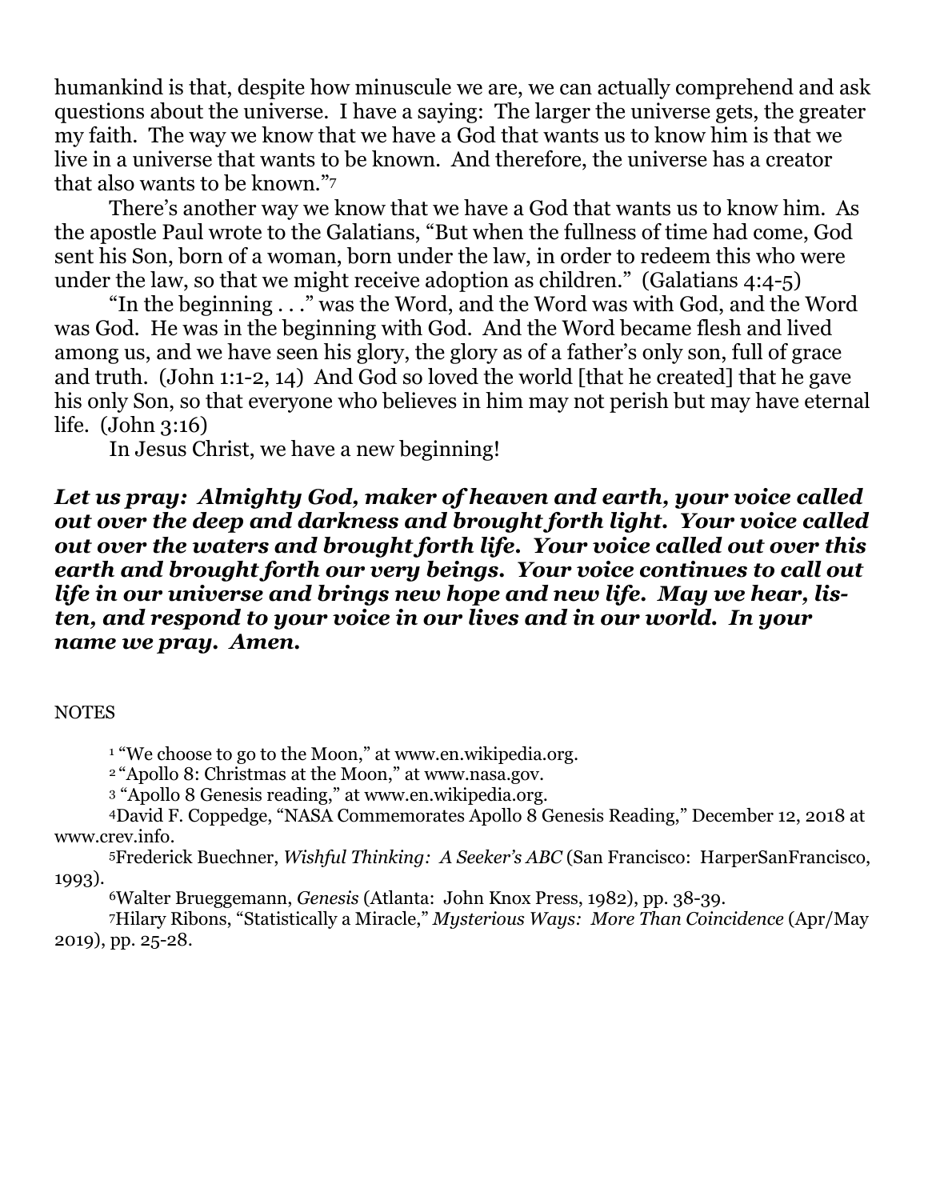humankind is that, despite how minuscule we are, we can actually comprehend and ask questions about the universe. I have a saying: The larger the universe gets, the greater my faith. The way we know that we have a God that wants us to know him is that we live in a universe that wants to be known. And therefore, the universe has a creator that also wants to be known."[7]

There's another way we know that we have a God that wants us to know him. As the apostle Paul wrote to the Galatians, "But when the fullness of time had come, God sent his Son, born of a woman, born under the law, in order to redeem this who were under the law, so that we might receive adoption as children." (Galatians 4:4-5)

"In the beginning . . ." was the Word, and the Word was with God, and the Word was God. He was in the beginning with God. And the Word became flesh and lived among us, and we have seen his glory, the glory as of a father's only son, full of grace and truth. (John 1:1-2, 14) And God so loved the world [that he created] that he gave his only Son, so that everyone who believes in him may not perish but may have eternal life. (John 3:16)

In Jesus Christ, we have a new beginning!

***Let us pray: Almighty God, maker of heaven and earth, your voice called out over the deep and darkness and brought forth light. Your voice called out over the waters and brought forth life. Your voice called out over this earth and brought forth our very beings. Your voice continues to call out life in our universe and brings new hope and new life. May we hear, listen, and respond to your voice in our lives and in our world. In your name we pray. Amen.***

NOTES

[1] "We choose to go to the Moon," at www.en.wikipedia.org.

[2] "Apollo 8: Christmas at the Moon," at www.nasa.gov.

[3] "Apollo 8 Genesis reading," at www.en.wikipedia.org.

[4] David F. Coppedge, "NASA Commemorates Apollo 8 Genesis Reading," December 12, 2018 at www.crev.info.

[5] Frederick Buechner, *Wishful Thinking: A Seeker's ABC* (San Francisco: HarperSanFrancisco, 1993).

[6] Walter Brueggemann, *Genesis* (Atlanta: John Knox Press, 1982), pp. 38-39.

[7] Hilary Ribons, "Statistically a Miracle," *Mysterious Ways: More Than Coincidence* (Apr/May 2019), pp. 25-28.